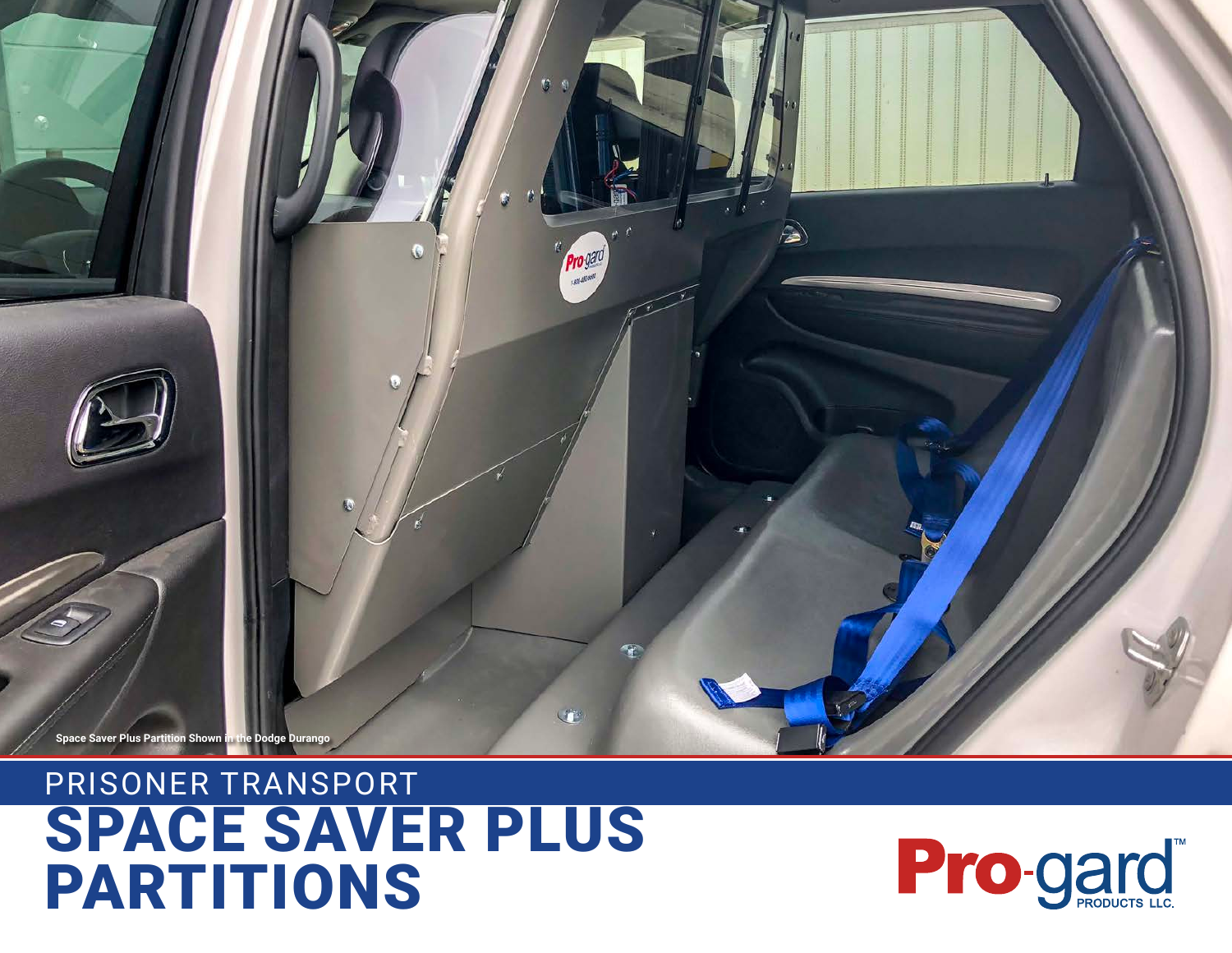Space Saver Plus Partition Shown in the Dodge Durango

PRISONER TRANSPORT

# SPACE SAVER PLUS PARTITIONS

Pro-gard™ PRODUCTS LLC.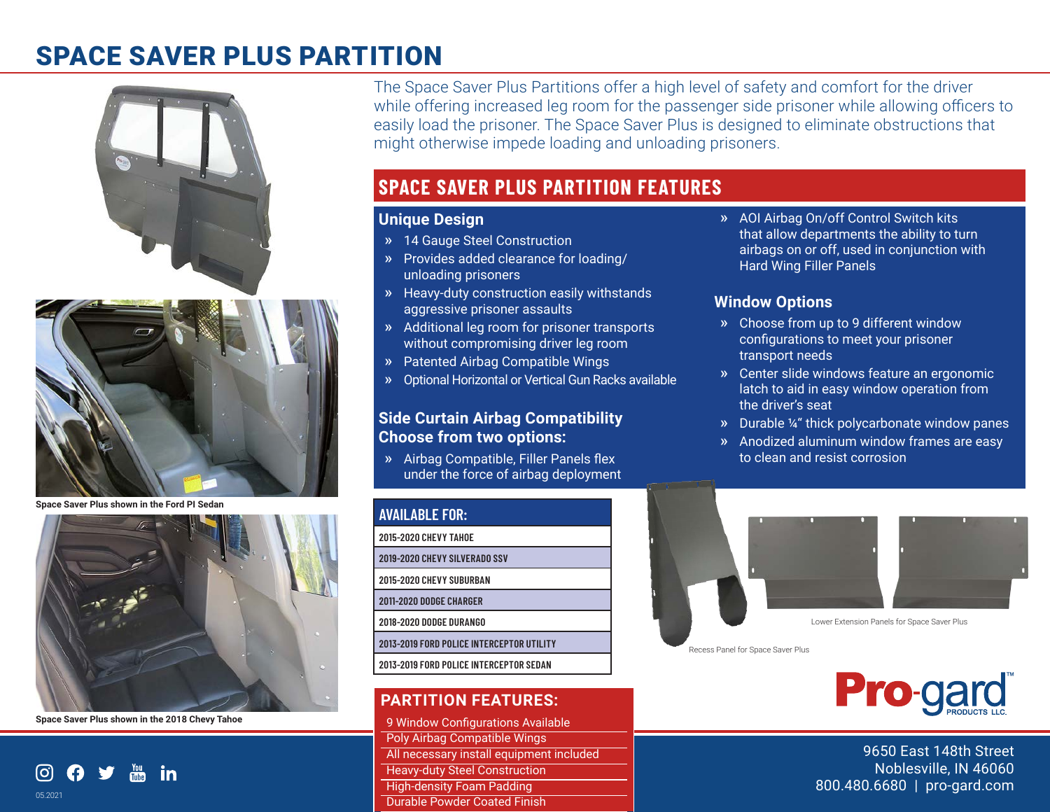# SPACE SAVER PLUS PARTITION

The Space Saver Plus Partitions offer a high level of safety and comfort for the driver while offering increased leg room for the passenger side prisoner while allowing officers to easily load the prisoner. The Space Saver Plus is designed to eliminate obstructions that might otherwise impede loading and unloading prisoners.

Space Saver Plus shown in the Ford PI Sedan

Space Saver Plus shown in the 2018 Chevy Tahoe

## SPACE SAVER PLUS PARTITION FEATURES

### Unique Design

- 14 Gauge Steel Construction
- Provides added clearance for loading/ unloading prisoners
- Heavy-duty construction easily withstands aggressive prisoner assaults
- Additional leg room for prisoner transports without compromising driver leg room
- Patented Airbag Compatible Wings
- Optional Horizontal or Vertical Gun Racks available

### Side Curtain Airbag Compatibility Choose from two options:

- Airbag Compatible, Filler Panels flex under the force of airbag deployment
- AOI Airbag On/off Control Switch kits that allow departments the ability to turn airbags on or off, used in conjunction with Hard Wing Filler Panels

### Window Options

- Choose from up to 9 different window configurations to meet your prisoner transport needs
- Center slide windows feature an ergonomic latch to aid in easy window operation from the driver's seat
- Durable ¼" thick polycarbonate window panes
- Anodized aluminum window frames are easy to clean and resist corrosion

| AVAILABLE FOR: |
| --- |
| 2015-2020 CHEVY TAHOE |
| 2019-2020 CHEVY SILVERADO SSV |
| 2015-2020 CHEVY SUBURBAN |
| 2011-2020 DODGE CHARGER |
| 2018-2020 DODGE DURANGO |
| 2013-2019 FORD POLICE INTERCEPTOR UTILITY |
| 2013-2019 FORD POLICE INTERCEPTOR SEDAN |

Recess Panel for Space Saver Plus

Lower Extension Panels for Space Saver Plus

## PARTITION FEATURES:

- 9 Window Configurations Available
- Poly Airbag Compatible Wings
- All necessary install equipment included
- Heavy-duty Steel Construction
- High-density Foam Padding
- Durable Powder Coated Finish

Pro-gard™ PRODUCTS LLC.

9650 East 148th Street
Noblesville, IN 46060
800.480.6680 | pro-gard.com

05.2021